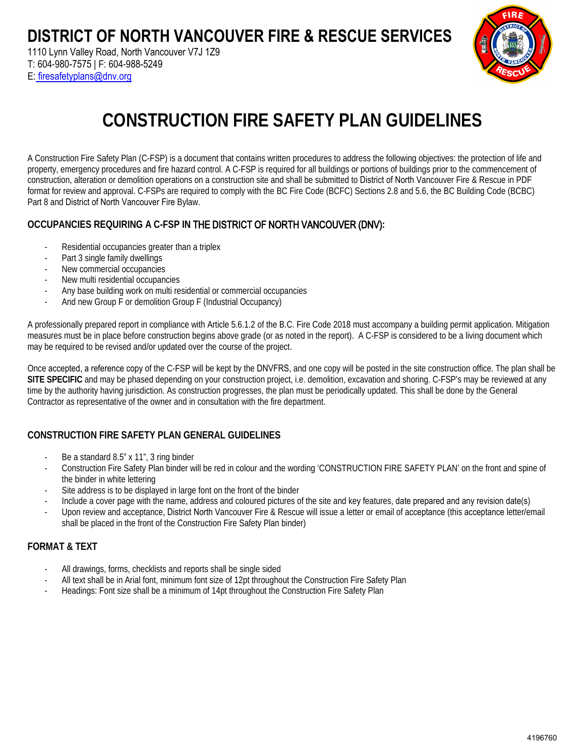# DISTRICT OF NORTH VANCOUVER FIRE & RESCUE SERVICES

1110 Lynn Valley Road, North Vancouver V7J 1Z9
T: 604-980-7575 | F: 604-988-5249
E: firesafetyplans@dnv.org

# CONSTRUCTION FIRE SAFETY PLAN GUIDELINES

A Construction Fire Safety Plan (C-FSP) is a document that contains written procedures to address the following objectives: the protection of life and property, emergency procedures and fire hazard control. A C-FSP is required for all buildings or portions of buildings prior to the commencement of construction, alteration or demolition operations on a construction site and shall be submitted to District of North Vancouver Fire & Rescue in PDF format for review and approval. C-FSPs are required to comply with the BC Fire Code (BCFC) Sections 2.8 and 5.6, the BC Building Code (BCBC) Part 8 and District of North Vancouver Fire Bylaw.

## OCCUPANCIES REQUIRING A C-FSP IN THE DISTRICT OF NORTH VANCOUVER (DNV):

- Residential occupancies greater than a triplex
- Part 3 single family dwellings
- New commercial occupancies
- New multi residential occupancies
- Any base building work on multi residential or commercial occupancies
- And new Group F or demolition Group F (Industrial Occupancy)

A professionally prepared report in compliance with Article 5.6.1.2 of the B.C. Fire Code 2018 must accompany a building permit application. Mitigation measures must be in place before construction begins above grade (or as noted in the report). A C-FSP is considered to be a living document which may be required to be revised and/or updated over the course of the project.

Once accepted, a reference copy of the C-FSP will be kept by the DNVFRS, and one copy will be posted in the site construction office. The plan shall be **SITE SPECIFIC** and may be phased depending on your construction project, i.e. demolition, excavation and shoring. C-FSP's may be reviewed at any time by the authority having jurisdiction. As construction progresses, the plan must be periodically updated. This shall be done by the General Contractor as representative of the owner and in consultation with the fire department.

## CONSTRUCTION FIRE SAFETY PLAN GENERAL GUIDELINES

- Be a standard 8.5" x 11", 3 ring binder
- Construction Fire Safety Plan binder will be red in colour and the wording 'CONSTRUCTION FIRE SAFETY PLAN' on the front and spine of the binder in white lettering
- Site address is to be displayed in large font on the front of the binder
- Include a cover page with the name, address and coloured pictures of the site and key features, date prepared and any revision date(s)
- Upon review and acceptance, District North Vancouver Fire & Rescue will issue a letter or email of acceptance (this acceptance letter/email shall be placed in the front of the Construction Fire Safety Plan binder)

## FORMAT & TEXT

- All drawings, forms, checklists and reports shall be single sided
- All text shall be in Arial font, minimum font size of 12pt throughout the Construction Fire Safety Plan
- Headings: Font size shall be a minimum of 14pt throughout the Construction Fire Safety Plan

4196760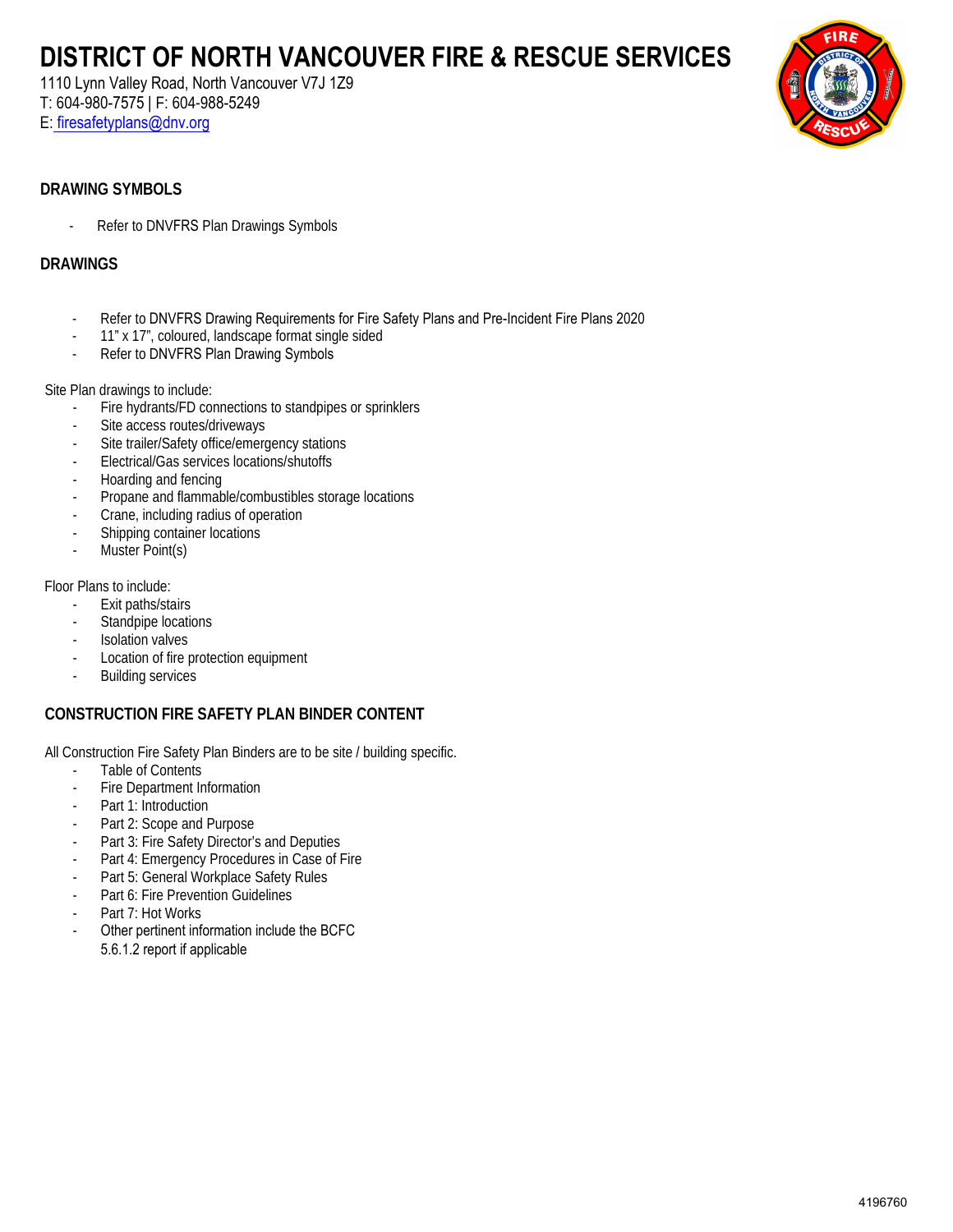# DISTRICT OF NORTH VANCOUVER FIRE & RESCUE SERVICES

1110 Lynn Valley Road, North Vancouver V7J 1Z9
T: 604-980-7575 | F: 604-988-5249
E: firesafetyplans@dnv.org

## DRAWING SYMBOLS

- Refer to DNVFRS Plan Drawings Symbols

## DRAWINGS

- Refer to DNVFRS Drawing Requirements for Fire Safety Plans and Pre-Incident Fire Plans 2020
- 11" x 17", coloured, landscape format single sided
- Refer to DNVFRS Plan Drawing Symbols

Site Plan drawings to include:

- Fire hydrants/FD connections to standpipes or sprinklers
- Site access routes/driveways
- Site trailer/Safety office/emergency stations
- Electrical/Gas services locations/shutoffs
- Hoarding and fencing
- Propane and flammable/combustibles storage locations
- Crane, including radius of operation
- Shipping container locations
- Muster Point(s)

Floor Plans to include:

- Exit paths/stairs
- Standpipe locations
- Isolation valves
- Location of fire protection equipment
- Building services

## CONSTRUCTION FIRE SAFETY PLAN BINDER CONTENT

All Construction Fire Safety Plan Binders are to be site / building specific.

- Table of Contents
- Fire Department Information
- Part 1: Introduction
- Part 2: Scope and Purpose
- Part 3: Fire Safety Director's and Deputies
- Part 4: Emergency Procedures in Case of Fire
- Part 5: General Workplace Safety Rules
- Part 6: Fire Prevention Guidelines
- Part 7: Hot Works
- Other pertinent information include the BCFC 5.6.1.2 report if applicable

4196760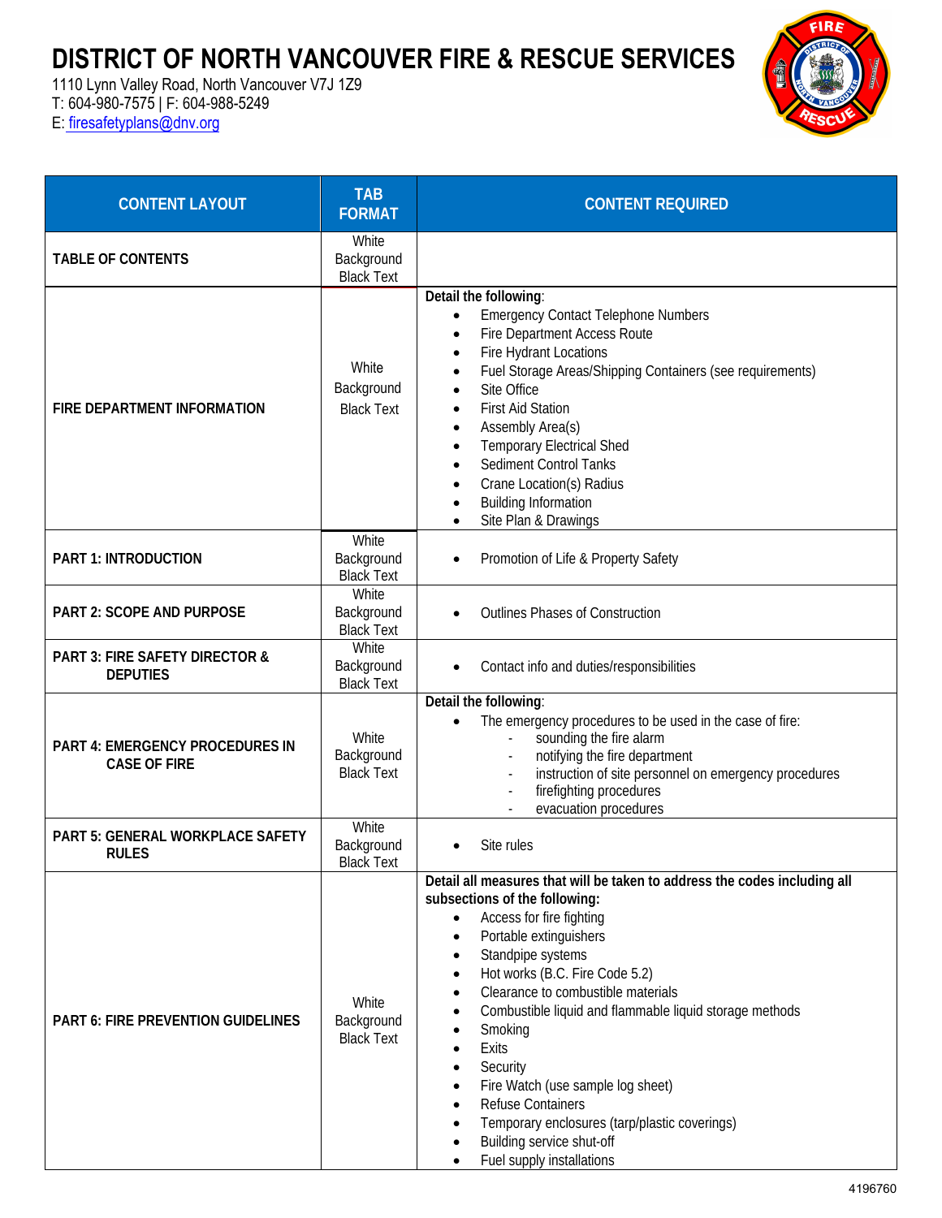# DISTRICT OF NORTH VANCOUVER FIRE & RESCUE SERVICES

1110 Lynn Valley Road, North Vancouver V7J 1Z9
T: 604-980-7575 | F: 604-988-5249
E: firesafetyplans@dnv.org

| CONTENT LAYOUT | TAB FORMAT | CONTENT REQUIRED |
|---|---|---|
| **TABLE OF CONTENTS** | White Background Black Text | |
| **FIRE DEPARTMENT INFORMATION** | White Background Black Text | **Detail the following**:<br>• Emergency Contact Telephone Numbers<br>• Fire Department Access Route<br>• Fire Hydrant Locations<br>• Fuel Storage Areas/Shipping Containers (see requirements)<br>• Site Office<br>• First Aid Station<br>• Assembly Area(s)<br>• Temporary Electrical Shed<br>• Sediment Control Tanks<br>• Crane Location(s) Radius<br>• Building Information<br>• Site Plan & Drawings |
| **PART 1: INTRODUCTION** | White Background Black Text | • Promotion of Life & Property Safety |
| **PART 2: SCOPE AND PURPOSE** | White Background Black Text | • Outlines Phases of Construction |
| **PART 3: FIRE SAFETY DIRECTOR & DEPUTIES** | White Background Black Text | • Contact info and duties/responsibilities |
| **PART 4: EMERGENCY PROCEDURES IN CASE OF FIRE** | White Background Black Text | **Detail the following**:<br>• The emergency procedures to be used in the case of fire:<br>- sounding the fire alarm<br>- notifying the fire department<br>- instruction of site personnel on emergency procedures<br>- firefighting procedures<br>- evacuation procedures |
| **PART 5: GENERAL WORKPLACE SAFETY RULES** | White Background Black Text | • Site rules |
| **PART 6: FIRE PREVENTION GUIDELINES** | White Background Black Text | **Detail all measures that will be taken to address the codes including all subsections of the following:**<br>• Access for fire fighting<br>• Portable extinguishers<br>• Standpipe systems<br>• Hot works (B.C. Fire Code 5.2)<br>• Clearance to combustible materials<br>• Combustible liquid and flammable liquid storage methods<br>• Smoking<br>• Exits<br>• Security<br>• Fire Watch (use sample log sheet)<br>• Refuse Containers<br>• Temporary enclosures (tarp/plastic coverings)<br>• Building service shut-off<br>• Fuel supply installations |

4196760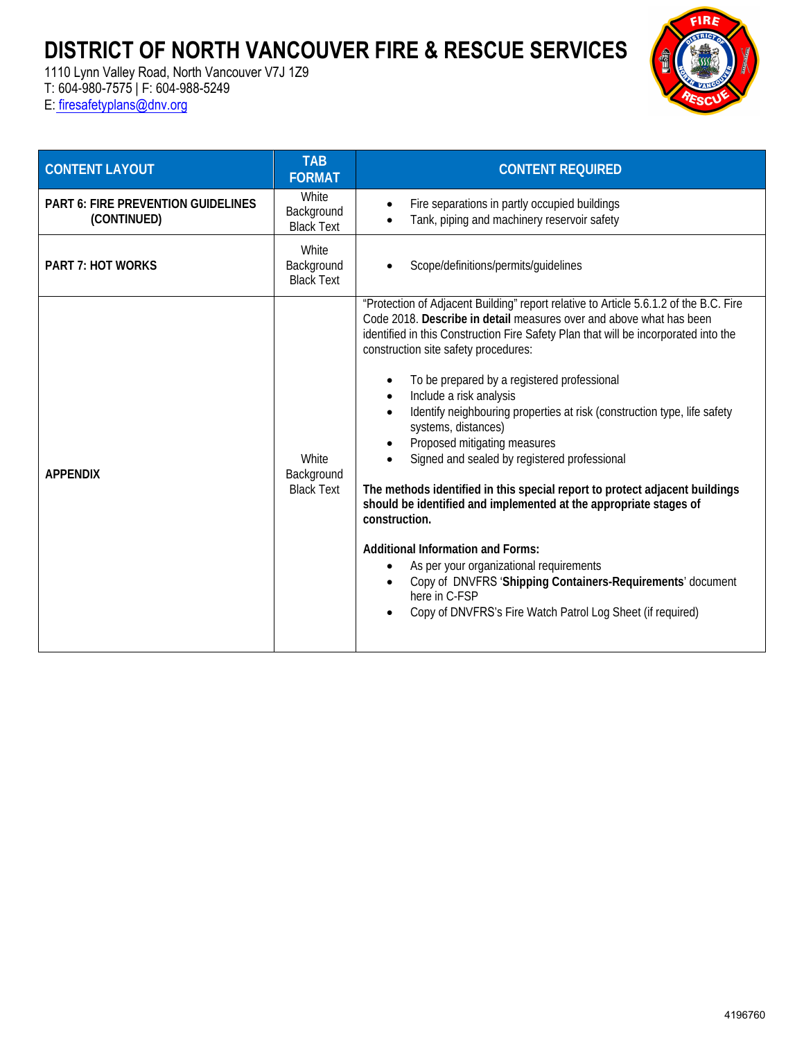# DISTRICT OF NORTH VANCOUVER FIRE & RESCUE SERVICES

1110 Lynn Valley Road, North Vancouver V7J 1Z9
T: 604-980-7575 | F: 604-988-5249
E: firesafetyplans@dnv.org

| CONTENT LAYOUT | TAB FORMAT | CONTENT REQUIRED |
|---|---|---|
| **PART 6: FIRE PREVENTION GUIDELINES (CONTINUED)** | White Background Black Text | • Fire separations in partly occupied buildings<br>• Tank, piping and machinery reservoir safety |
| **PART 7: HOT WORKS** | White Background Black Text | • Scope/definitions/permits/guidelines |
| **APPENDIX** | White Background Black Text | "Protection of Adjacent Building" report relative to Article 5.6.1.2 of the B.C. Fire Code 2018. **Describe in detail** measures over and above what has been identified in this Construction Fire Safety Plan that will be incorporated into the construction site safety procedures:<br><br>• To be prepared by a registered professional<br>• Include a risk analysis<br>• Identify neighbouring properties at risk (construction type, life safety systems, distances)<br>• Proposed mitigating measures<br>• Signed and sealed by registered professional<br><br>**The methods identified in this special report to protect adjacent buildings should be identified and implemented at the appropriate stages of construction.**<br><br>**Additional Information and Forms:**<br>• As per your organizational requirements<br>• Copy of DNVFRS '**Shipping Containers-Requirements**' document here in C-FSP<br>• Copy of DNVFRS's Fire Watch Patrol Log Sheet (if required) |

4196760